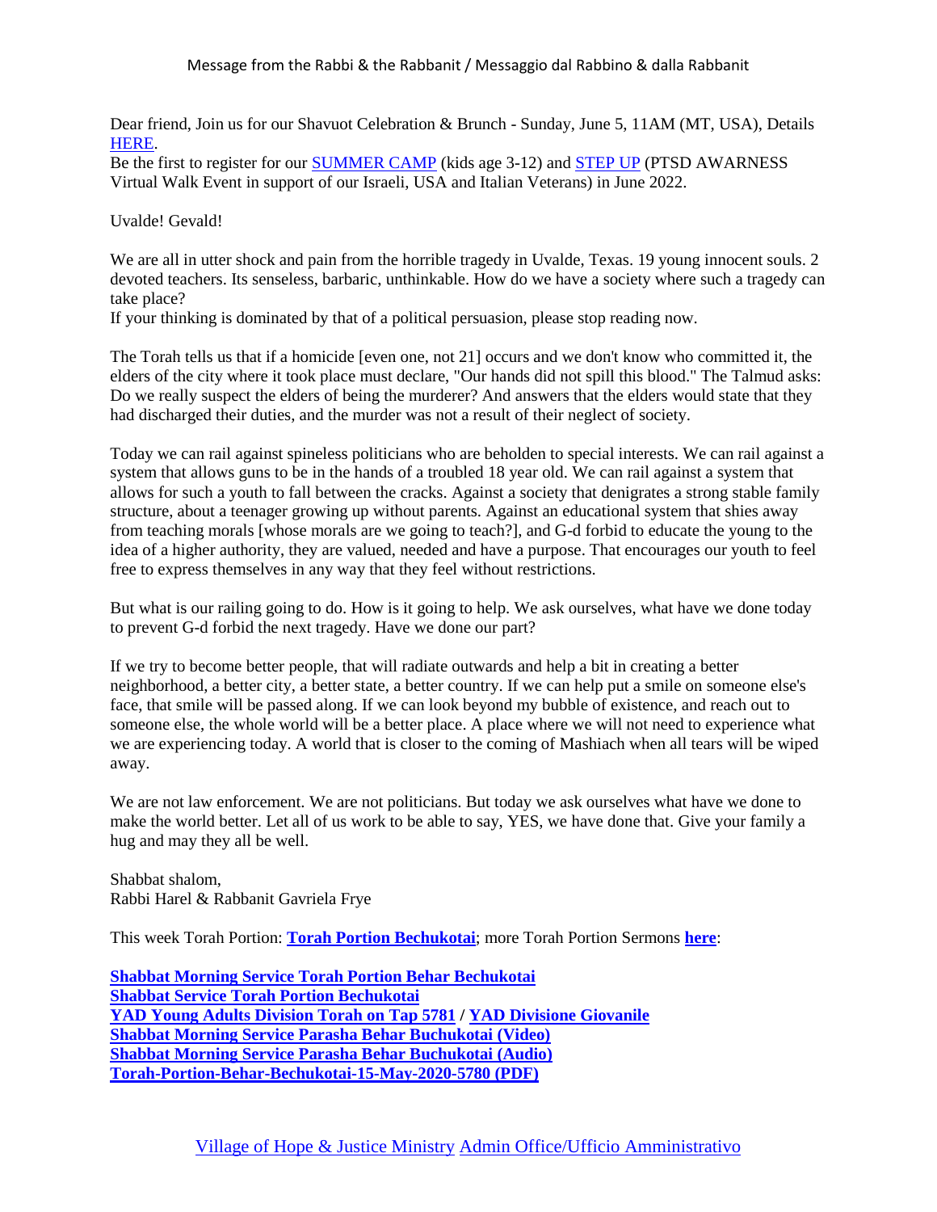Message from the Rabbi & the Rabbanit / Messaggio dal Rabbino & dalla Rabbanit

Dear friend, Join us for our Shavuot Celebration & Brunch - Sunday, June 5, 11AM (MT, USA), Details HERE.
Be the first to register for our SUMMER CAMP (kids age 3-12) and STEP UP (PTSD AWARNESS Virtual Walk Event in support of our Israeli, USA and Italian Veterans) in June 2022.

Uvalde! Gevald!

We are all in utter shock and pain from the horrible tragedy in Uvalde, Texas. 19 young innocent souls. 2 devoted teachers. Its senseless, barbaric, unthinkable. How do we have a society where such a tragedy can take place?
If your thinking is dominated by that of a political persuasion, please stop reading now.

The Torah tells us that if a homicide [even one, not 21] occurs and we don't know who committed it, the elders of the city where it took place must declare, "Our hands did not spill this blood." The Talmud asks: Do we really suspect the elders of being the murderer? And answers that the elders would state that they had discharged their duties, and the murder was not a result of their neglect of society.

Today we can rail against spineless politicians who are beholden to special interests. We can rail against a system that allows guns to be in the hands of a troubled 18 year old. We can rail against a system that allows for such a youth to fall between the cracks. Against a society that denigrates a strong stable family structure, about a teenager growing up without parents. Against an educational system that shies away from teaching morals [whose morals are we going to teach?], and G-d forbid to educate the young to the idea of a higher authority, they are valued, needed and have a purpose. That encourages our youth to feel free to express themselves in any way that they feel without restrictions.

But what is our railing going to do. How is it going to help. We ask ourselves, what have we done today to prevent G-d forbid the next tragedy. Have we done our part?

If we try to become better people, that will radiate outwards and help a bit in creating a better neighborhood, a better city, a better state, a better country. If we can help put a smile on someone else's face, that smile will be passed along. If we can look beyond my bubble of existence, and reach out to someone else, the whole world will be a better place. A place where we will not need to experience what we are experiencing today. A world that is closer to the coming of Mashiach when all tears will be wiped away.

We are not law enforcement. We are not politicians. But today we ask ourselves what have we done to make the world better. Let all of us work to be able to say, YES, we have done that. Give your family a hug and may they all be well.

Shabbat shalom,
Rabbi Harel & Rabbanit Gavriela Frye

This week Torah Portion: **Torah Portion Bechukotai**; more Torah Portion Sermons **here**:

**Shabbat Morning Service Torah Portion Behar Bechukotai**
**Shabbat Service Torah Portion Bechukotai**
**YAD Young Adults Division Torah on Tap 5781 / YAD Divisione Giovanile**
**Shabbat Morning Service Parasha Behar Buchukotai (Video)**
**Shabbat Morning Service Parasha Behar Buchukotai (Audio)**
**Torah-Portion-Behar-Bechukotai-15-May-2020-5780 (PDF)**

Village of Hope & Justice Ministry Admin Office/Ufficio Amministrativo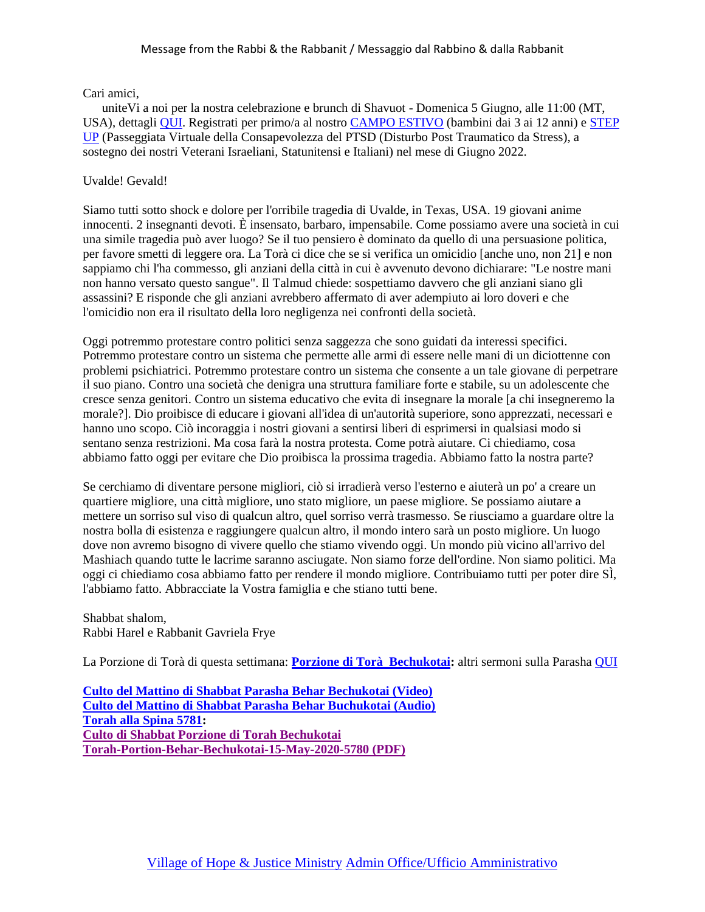Message from the Rabbi & the Rabbanit / Messaggio dal Rabbino & dalla Rabbanit

Cari amici,

uniteVi a noi per la nostra celebrazione e brunch di Shavuot - Domenica 5 Giugno, alle 11:00 (MT, USA), dettagli QUI. Registrati per primo/a al nostro CAMPO ESTIVO (bambini dai 3 ai 12 anni) e STEP UP (Passeggiata Virtuale della Consapevolezza del PTSD (Disturbo Post Traumatico da Stress), a sostegno dei nostri Veterani Israeliani, Statunitensi e Italiani) nel mese di Giugno 2022.

Uvalde! Gevald!

Siamo tutti sotto shock e dolore per l'orribile tragedia di Uvalde, in Texas, USA. 19 giovani anime innocenti. 2 insegnanti devoti. È insensato, barbaro, impensabile. Come possiamo avere una società in cui una simile tragedia può aver luogo? Se il tuo pensiero è dominato da quello di una persuasione politica, per favore smetti di leggere ora. La Torà ci dice che se si verifica un omicidio [anche uno, non 21] e non sappiamo chi l'ha commesso, gli anziani della città in cui è avvenuto devono dichiarare: "Le nostre mani non hanno versato questo sangue". Il Talmud chiede: sospettiamo davvero che gli anziani siano gli assassini? E risponde che gli anziani avrebbero affermato di aver adempiuto ai loro doveri e che l'omicidio non era il risultato della loro negligenza nei confronti della società.

Oggi potremmo protestare contro politici senza saggezza che sono guidati da interessi specifici. Potremmo protestare contro un sistema che permette alle armi di essere nelle mani di un diciottenne con problemi psichiatrici. Potremmo protestare contro un sistema che consente a un tale giovane di perpetrare il suo piano. Contro una società che denigra una struttura familiare forte e stabile, su un adolescente che cresce senza genitori. Contro un sistema educativo che evita di insegnare la morale [a chi insegneremo la morale?]. Dio proibisce di educare i giovani all'idea di un'autorità superiore, sono apprezzati, necessari e hanno uno scopo. Ciò incoraggia i nostri giovani a sentirsi liberi di esprimersi in qualsiasi modo si sentano senza restrizioni. Ma cosa farà la nostra protesta. Come potrà aiutare. Ci chiediamo, cosa abbiamo fatto oggi per evitare che Dio proibisca la prossima tragedia. Abbiamo fatto la nostra parte?

Se cerchiamo di diventare persone migliori, ciò si irradierà verso l'esterno e aiuterà un po' a creare un quartiere migliore, una città migliore, uno stato migliore, un paese migliore. Se possiamo aiutare a mettere un sorriso sul viso di qualcun altro, quel sorriso verrà trasmesso. Se riusciamo a guardare oltre la nostra bolla di esistenza e raggiungere qualcun altro, il mondo intero sarà un posto migliore. Un luogo dove non avremo bisogno di vivere quello che stiamo vivendo oggi. Un mondo più vicino all'arrivo del Mashiach quando tutte le lacrime saranno asciugate. Non siamo forze dell'ordine. Non siamo politici. Ma oggi ci chiediamo cosa abbiamo fatto per rendere il mondo migliore. Contribuiamo tutti per poter dire SÌ, l'abbiamo fatto. Abbracciate la Vostra famiglia e che stiano tutti bene.

Shabbat shalom,
Rabbi Harel e Rabbanit Gavriela Frye

La Porzione di Torà di questa settimana: **Porzione di Torà Bechukotai:** altri sermoni sulla Parasha QUI

**Culto del Mattino di Shabbat Parasha Behar Bechukotai (Video)**
**Culto del Mattino di Shabbat Parasha Behar Buchukotai (Audio)**
**Torah alla Spina 5781:**
**Culto di Shabbat Porzione di Torah Bechukotai**
**Torah-Portion-Behar-Bechukotai-15-May-2020-5780 (PDF)**

Village of Hope & Justice Ministry Admin Office/Ufficio Amministrativo